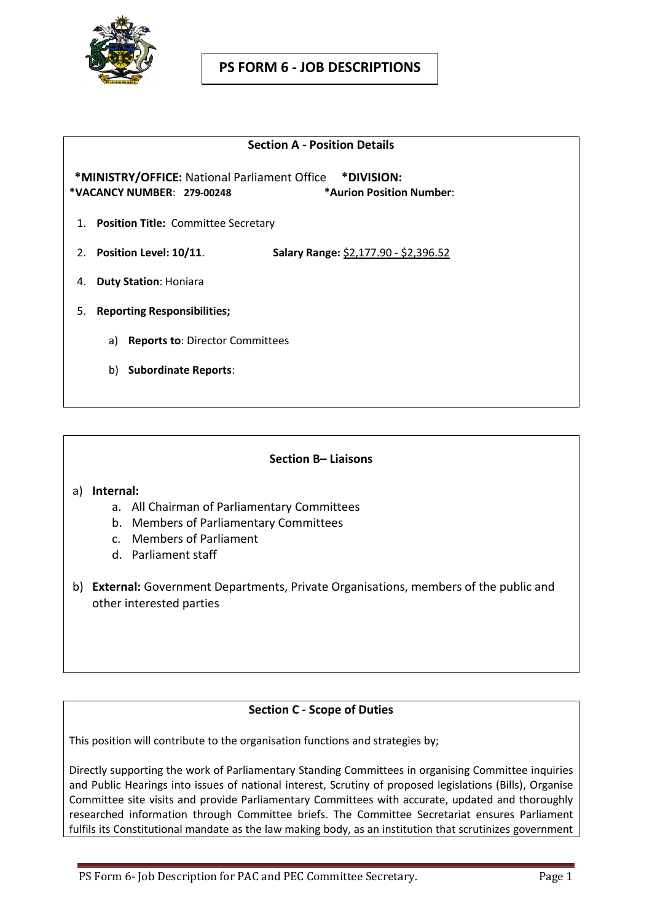# PS FORM 6 - JOB DESCRIPTIONS

## Section A - Position Details

**\*MINISTRY/OFFICE:** National Parliament Office **\*DIVISION:**
**\*VACANCY NUMBER**: **279-00248** **\*Aurion Position Number**:

1. **Position Title:** Committee Secretary
2. **Position Level: 10/11**. **Salary Range:** $2,177.90 - $2,396.52
4. **Duty Station**: Honiara
5. **Reporting Responsibilities;**
   a) **Reports to**: Director Committees
   b) **Subordinate Reports**:

## Section B– Liaisons

a) **Internal:**
   a. All Chairman of Parliamentary Committees
   b. Members of Parliamentary Committees
   c. Members of Parliament
   d. Parliament staff

b) **External:** Government Departments, Private Organisations, members of the public and other interested parties

## Section C - Scope of Duties

This position will contribute to the organisation functions and strategies by;

Directly supporting the work of Parliamentary Standing Committees in organising Committee inquiries and Public Hearings into issues of national interest, Scrutiny of proposed legislations (Bills), Organise Committee site visits and provide Parliamentary Committees with accurate, updated and thoroughly researched information through Committee briefs. The Committee Secretariat ensures Parliament fulfils its Constitutional mandate as the law making body, as an institution that scrutinizes government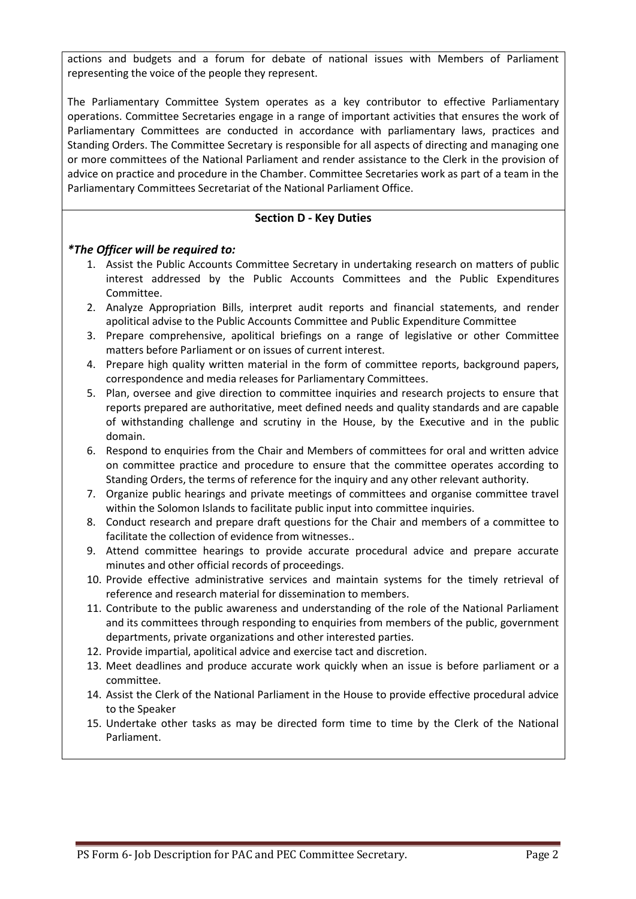actions and budgets and a forum for debate of national issues with Members of Parliament representing the voice of the people they represent.

The Parliamentary Committee System operates as a key contributor to effective Parliamentary operations. Committee Secretaries engage in a range of important activities that ensures the work of Parliamentary Committees are conducted in accordance with parliamentary laws, practices and Standing Orders. The Committee Secretary is responsible for all aspects of directing and managing one or more committees of the National Parliament and render assistance to the Clerk in the provision of advice on practice and procedure in the Chamber. Committee Secretaries work as part of a team in the Parliamentary Committees Secretariat of the National Parliament Office.

## Section D - Key Duties

***The Officer will be required to:***

1. Assist the Public Accounts Committee Secretary in undertaking research on matters of public interest addressed by the Public Accounts Committees and the Public Expenditures Committee.
2. Analyze Appropriation Bills, interpret audit reports and financial statements, and render apolitical advise to the Public Accounts Committee and Public Expenditure Committee
3. Prepare comprehensive, apolitical briefings on a range of legislative or other Committee matters before Parliament or on issues of current interest.
4. Prepare high quality written material in the form of committee reports, background papers, correspondence and media releases for Parliamentary Committees.
5. Plan, oversee and give direction to committee inquiries and research projects to ensure that reports prepared are authoritative, meet defined needs and quality standards and are capable of withstanding challenge and scrutiny in the House, by the Executive and in the public domain.
6. Respond to enquiries from the Chair and Members of committees for oral and written advice on committee practice and procedure to ensure that the committee operates according to Standing Orders, the terms of reference for the inquiry and any other relevant authority.
7. Organize public hearings and private meetings of committees and organise committee travel within the Solomon Islands to facilitate public input into committee inquiries.
8. Conduct research and prepare draft questions for the Chair and members of a committee to facilitate the collection of evidence from witnesses..
9. Attend committee hearings to provide accurate procedural advice and prepare accurate minutes and other official records of proceedings.
10. Provide effective administrative services and maintain systems for the timely retrieval of reference and research material for dissemination to members.
11. Contribute to the public awareness and understanding of the role of the National Parliament and its committees through responding to enquiries from members of the public, government departments, private organizations and other interested parties.
12. Provide impartial, apolitical advice and exercise tact and discretion.
13. Meet deadlines and produce accurate work quickly when an issue is before parliament or a committee.
14. Assist the Clerk of the National Parliament in the House to provide effective procedural advice to the Speaker
15. Undertake other tasks as may be directed form time to time by the Clerk of the National Parliament.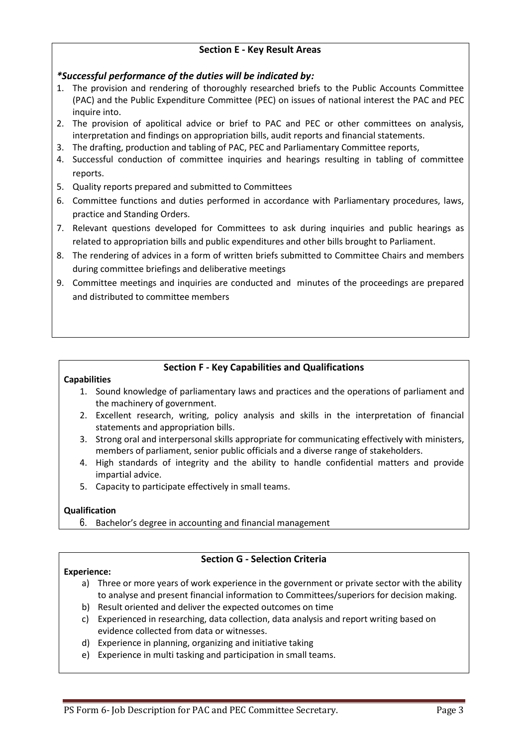## Section E - Key Result Areas

***Successful performance of the duties will be indicated by:***

1. The provision and rendering of thoroughly researched briefs to the Public Accounts Committee (PAC) and the Public Expenditure Committee (PEC) on issues of national interest the PAC and PEC inquire into.
2. The provision of apolitical advice or brief to PAC and PEC or other committees on analysis, interpretation and findings on appropriation bills, audit reports and financial statements.
3. The drafting, production and tabling of PAC, PEC and Parliamentary Committee reports,
4. Successful conduction of committee inquiries and hearings resulting in tabling of committee reports.
5. Quality reports prepared and submitted to Committees
6. Committee functions and duties performed in accordance with Parliamentary procedures, laws, practice and Standing Orders.
7. Relevant questions developed for Committees to ask during inquiries and public hearings as related to appropriation bills and public expenditures and other bills brought to Parliament.
8. The rendering of advices in a form of written briefs submitted to Committee Chairs and members during committee briefings and deliberative meetings
9. Committee meetings and inquiries are conducted and minutes of the proceedings are prepared and distributed to committee members

## Section F - Key Capabilities and Qualifications

**Capabilities**

1. Sound knowledge of parliamentary laws and practices and the operations of parliament and the machinery of government.
2. Excellent research, writing, policy analysis and skills in the interpretation of financial statements and appropriation bills.
3. Strong oral and interpersonal skills appropriate for communicating effectively with ministers, members of parliament, senior public officials and a diverse range of stakeholders.
4. High standards of integrity and the ability to handle confidential matters and provide impartial advice.
5. Capacity to participate effectively in small teams.

**Qualification**

6. Bachelor's degree in accounting and financial management

## Section G - Selection Criteria

**Experience:**

a) Three or more years of work experience in the government or private sector with the ability to analyse and present financial information to Committees/superiors for decision making.
b) Result oriented and deliver the expected outcomes on time
c) Experienced in researching, data collection, data analysis and report writing based on evidence collected from data or witnesses.
d) Experience in planning, organizing and initiative taking
e) Experience in multi tasking and participation in small teams.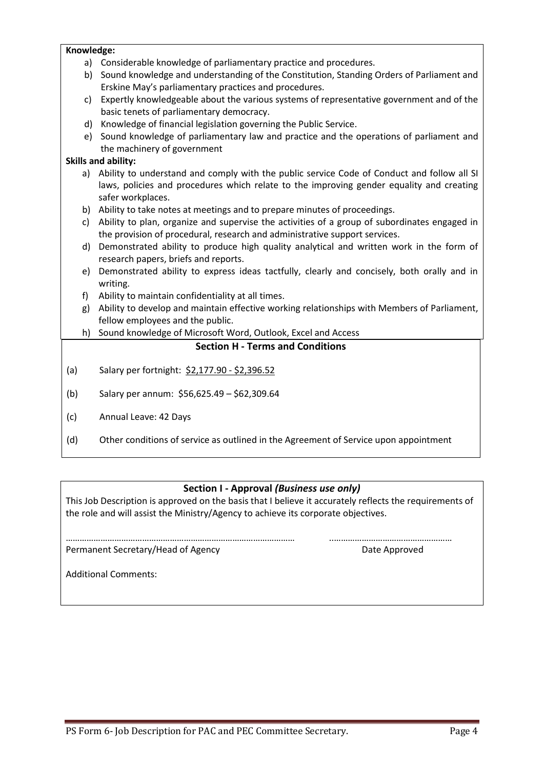**Knowledge:**

a) Considerable knowledge of parliamentary practice and procedures.
b) Sound knowledge and understanding of the Constitution, Standing Orders of Parliament and Erskine May's parliamentary practices and procedures.
c) Expertly knowledgeable about the various systems of representative government and of the basic tenets of parliamentary democracy.
d) Knowledge of financial legislation governing the Public Service.
e) Sound knowledge of parliamentary law and practice and the operations of parliament and the machinery of government

**Skills and ability:**

a) Ability to understand and comply with the public service Code of Conduct and follow all SI laws, policies and procedures which relate to the improving gender equality and creating safer workplaces.
b) Ability to take notes at meetings and to prepare minutes of proceedings.
c) Ability to plan, organize and supervise the activities of a group of subordinates engaged in the provision of procedural, research and administrative support services.
d) Demonstrated ability to produce high quality analytical and written work in the form of research papers, briefs and reports.
e) Demonstrated ability to express ideas tactfully, clearly and concisely, both orally and in writing.
f) Ability to maintain confidentiality at all times.
g) Ability to develop and maintain effective working relationships with Members of Parliament, fellow employees and the public.
h) Sound knowledge of Microsoft Word, Outlook, Excel and Access

## Section H - Terms and Conditions

(a) Salary per fortnight: $2,177.90 - $2,396.52

(b) Salary per annum: $56,625.49 – $62,309.64

(c) Annual Leave: 42 Days

(d) Other conditions of service as outlined in the Agreement of Service upon appointment

## Section I - Approval *(Business use only)*

This Job Description is approved on the basis that I believe it accurately reflects the requirements of the role and will assist the Ministry/Agency to achieve its corporate objectives.

……………………………………………………………………………………… ……………………………………………

Permanent Secretary/Head of Agency Date Approved

Additional Comments: